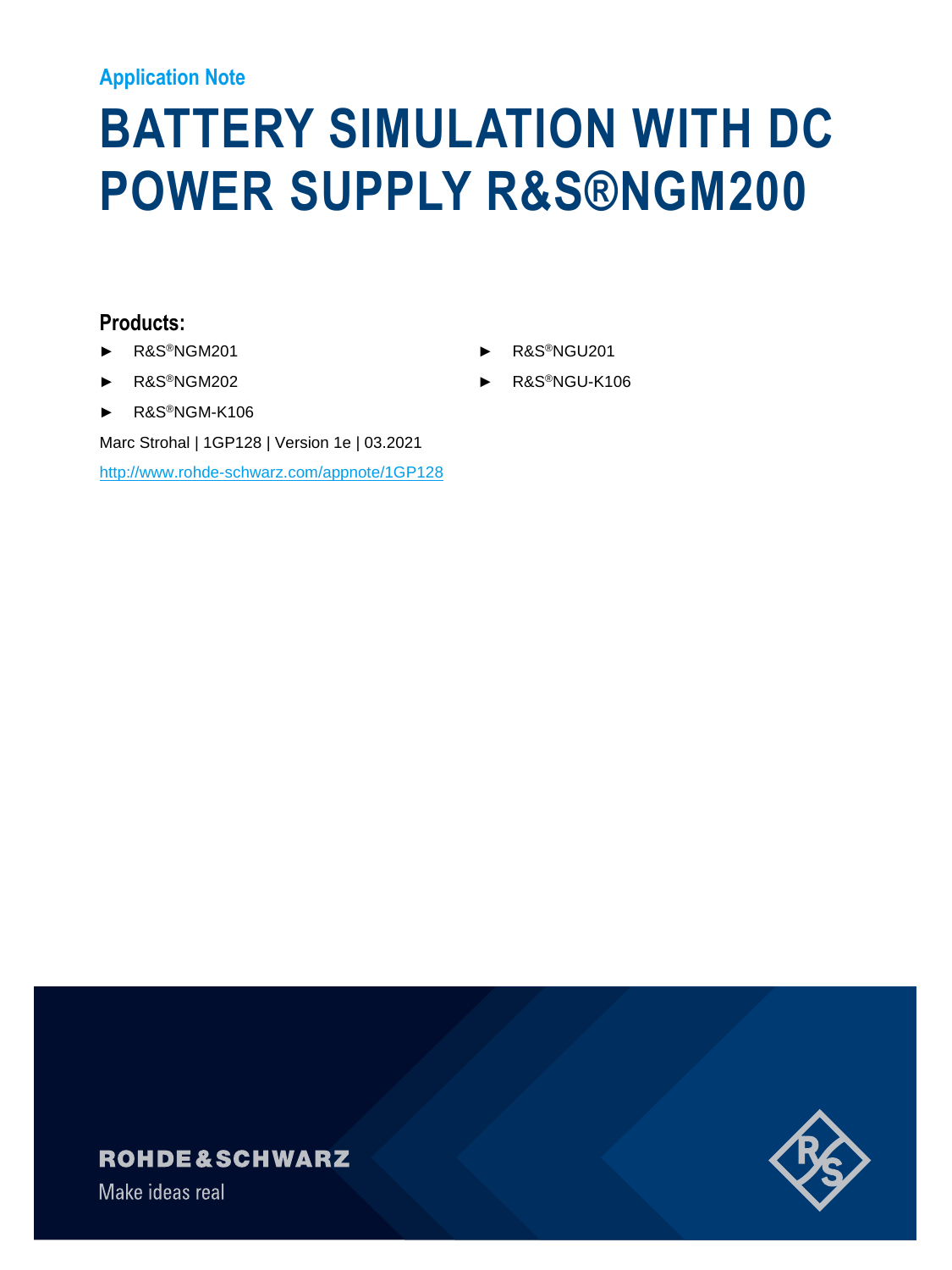Application Note

# BATTERY SIMULATION WITH DC POWER SUPPLY R&S®NGM200

## Products:

- R&S®NGM201
- R&S®NGM202
- R&S®NGM-K106
- R&S®NGU201
- R&S®NGU-K106

Marc Strohal | 1GP128 | Version 1e | 03.2021

http://www.rohde-schwarz.com/appnote/1GP128

ROHDE&SCHWARZ

Make ideas real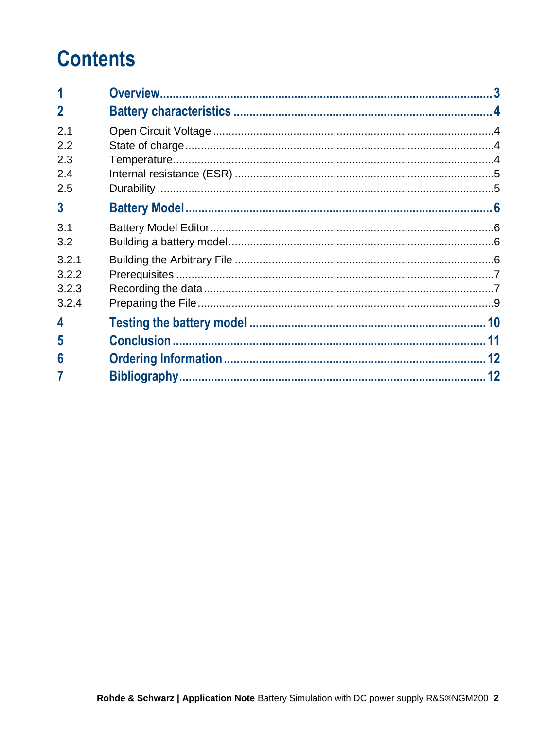# Contents

| | | |
|---|---|---|
| **1** | **Overview** | **3** |
| **2** | **Battery characteristics** | **4** |
| 2.1 | Open Circuit Voltage | 4 |
| 2.2 | State of charge | 4 |
| 2.3 | Temperature | 4 |
| 2.4 | Internal resistance (ESR) | 5 |
| 2.5 | Durability | 5 |
| **3** | **Battery Model** | **6** |
| 3.1 | Battery Model Editor | 6 |
| 3.2 | Building a battery model | 6 |
| 3.2.1 | Building the Arbitrary File | 6 |
| 3.2.2 | Prerequisites | 7 |
| 3.2.3 | Recording the data | 7 |
| 3.2.4 | Preparing the File | 9 |
| **4** | **Testing the battery model** | **10** |
| **5** | **Conclusion** | **11** |
| **6** | **Ordering Information** | **12** |
| **7** | **Bibliography** | **12** |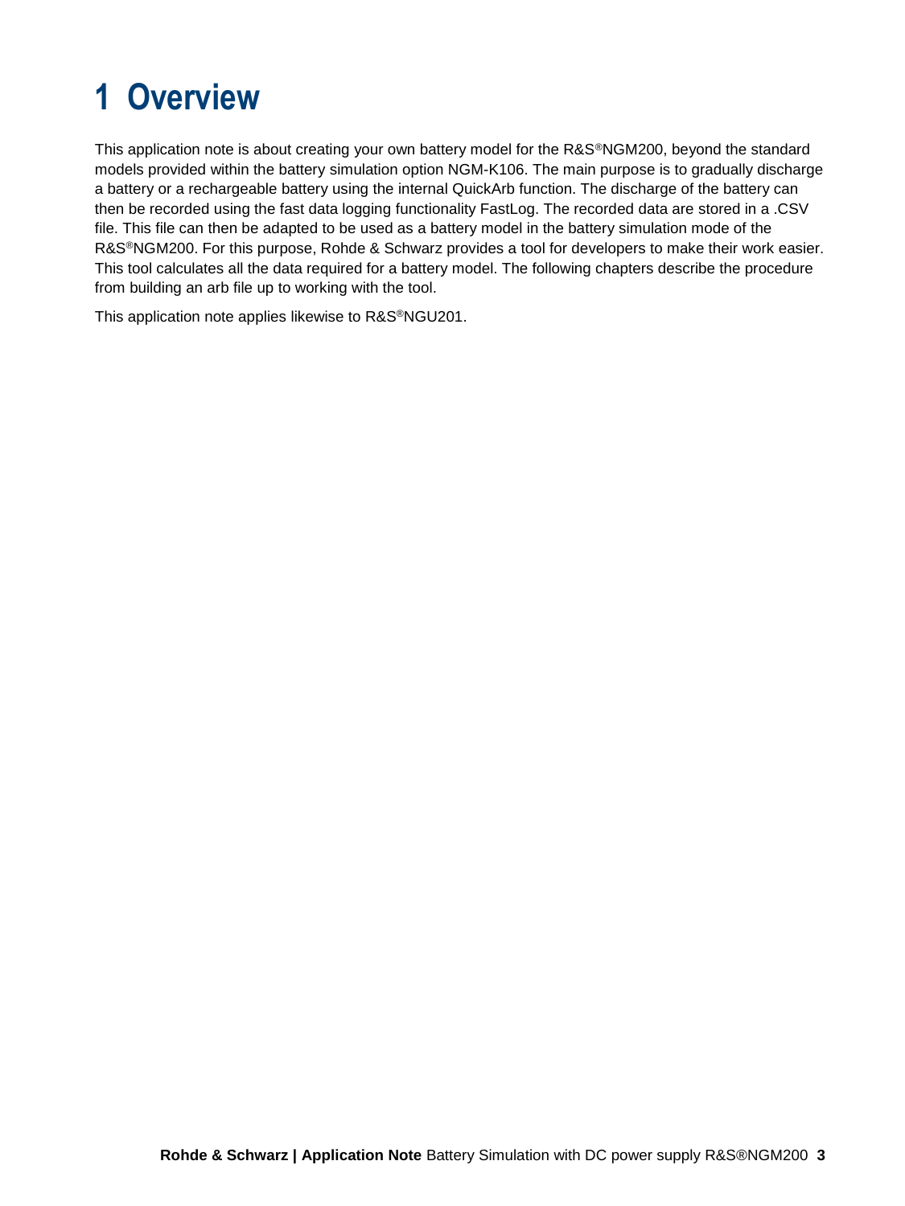# 1 Overview

This application note is about creating your own battery model for the R&S®NGM200, beyond the standard models provided within the battery simulation option NGM-K106. The main purpose is to gradually discharge a battery or a rechargeable battery using the internal QuickArb function. The discharge of the battery can then be recorded using the fast data logging functionality FastLog. The recorded data are stored in a .CSV file. This file can then be adapted to be used as a battery model in the battery simulation mode of the R&S®NGM200. For this purpose, Rohde & Schwarz provides a tool for developers to make their work easier. This tool calculates all the data required for a battery model. The following chapters describe the procedure from building an arb file up to working with the tool.

This application note applies likewise to R&S®NGU201.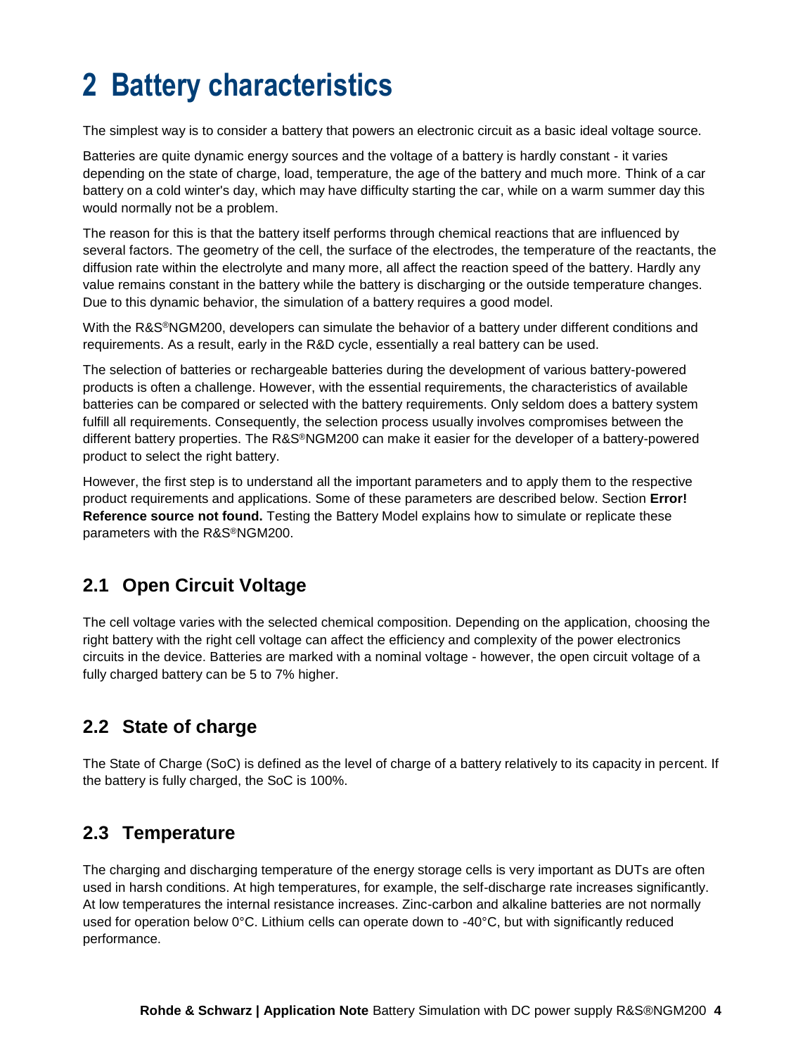# 2 Battery characteristics

The simplest way is to consider a battery that powers an electronic circuit as a basic ideal voltage source.

Batteries are quite dynamic energy sources and the voltage of a battery is hardly constant - it varies depending on the state of charge, load, temperature, the age of the battery and much more. Think of a car battery on a cold winter's day, which may have difficulty starting the car, while on a warm summer day this would normally not be a problem.

The reason for this is that the battery itself performs through chemical reactions that are influenced by several factors. The geometry of the cell, the surface of the electrodes, the temperature of the reactants, the diffusion rate within the electrolyte and many more, all affect the reaction speed of the battery. Hardly any value remains constant in the battery while the battery is discharging or the outside temperature changes. Due to this dynamic behavior, the simulation of a battery requires a good model.

With the R&S®NGM200, developers can simulate the behavior of a battery under different conditions and requirements. As a result, early in the R&D cycle, essentially a real battery can be used.

The selection of batteries or rechargeable batteries during the development of various battery-powered products is often a challenge. However, with the essential requirements, the characteristics of available batteries can be compared or selected with the battery requirements. Only seldom does a battery system fulfill all requirements. Consequently, the selection process usually involves compromises between the different battery properties. The R&S®NGM200 can make it easier for the developer of a battery-powered product to select the right battery.

However, the first step is to understand all the important parameters and to apply them to the respective product requirements and applications. Some of these parameters are described below. Section **Error! Reference source not found.** Testing the Battery Model explains how to simulate or replicate these parameters with the R&S®NGM200.

## 2.1 Open Circuit Voltage

The cell voltage varies with the selected chemical composition. Depending on the application, choosing the right battery with the right cell voltage can affect the efficiency and complexity of the power electronics circuits in the device. Batteries are marked with a nominal voltage - however, the open circuit voltage of a fully charged battery can be 5 to 7% higher.

## 2.2 State of charge

The State of Charge (SoC) is defined as the level of charge of a battery relatively to its capacity in percent. If the battery is fully charged, the SoC is 100%.

## 2.3 Temperature

The charging and discharging temperature of the energy storage cells is very important as DUTs are often used in harsh conditions. At high temperatures, for example, the self-discharge rate increases significantly. At low temperatures the internal resistance increases. Zinc-carbon and alkaline batteries are not normally used for operation below 0°C. Lithium cells can operate down to -40°C, but with significantly reduced performance.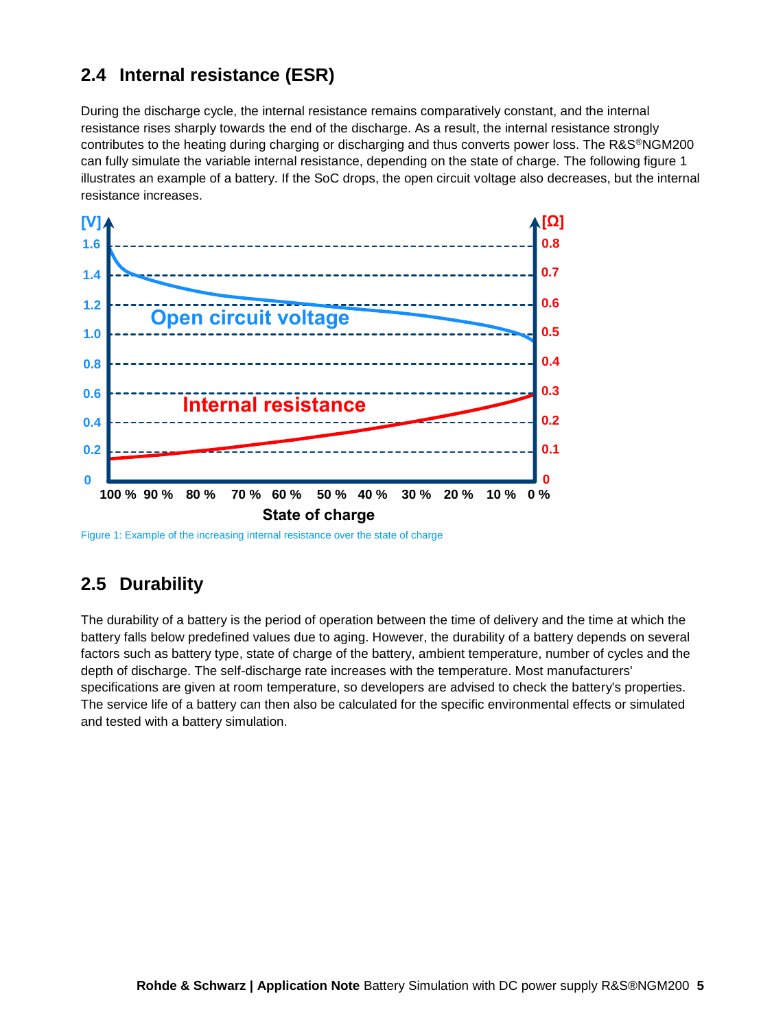## 2.4 Internal resistance (ESR)

During the discharge cycle, the internal resistance remains comparatively constant, and the internal resistance rises sharply towards the end of the discharge. As a result, the internal resistance strongly contributes to the heating during charging or discharging and thus converts power loss. The R&S®NGM200 can fully simulate the variable internal resistance, depending on the state of charge. The following figure 1 illustrates an example of a battery. If the SoC drops, the open circuit voltage also decreases, but the internal resistance increases.

Figure 1: Example of the increasing internal resistance over the state of charge

## 2.5 Durability

The durability of a battery is the period of operation between the time of delivery and the time at which the battery falls below predefined values due to aging. However, the durability of a battery depends on several factors such as battery type, state of charge of the battery, ambient temperature, number of cycles and the depth of discharge. The self-discharge rate increases with the temperature. Most manufacturers' specifications are given at room temperature, so developers are advised to check the battery's properties. The service life of a battery can then also be calculated for the specific environmental effects or simulated and tested with a battery simulation.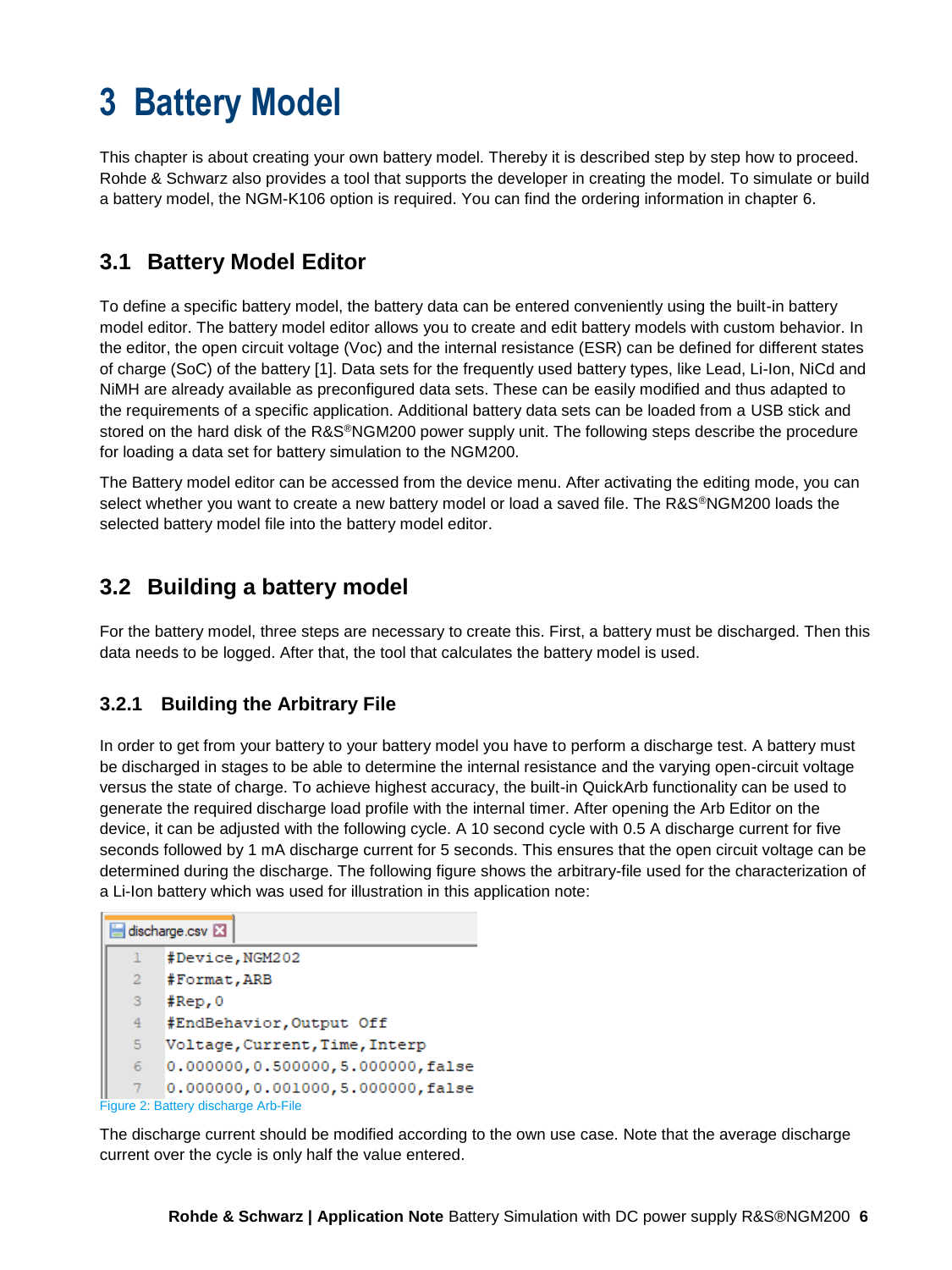# 3 Battery Model

This chapter is about creating your own battery model. Thereby it is described step by step how to proceed. Rohde & Schwarz also provides a tool that supports the developer in creating the model. To simulate or build a battery model, the NGM-K106 option is required. You can find the ordering information in chapter 6.

## 3.1 Battery Model Editor

To define a specific battery model, the battery data can be entered conveniently using the built-in battery model editor. The battery model editor allows you to create and edit battery models with custom behavior. In the editor, the open circuit voltage (Voc) and the internal resistance (ESR) can be defined for different states of charge (SoC) of the battery [1]. Data sets for the frequently used battery types, like Lead, Li-Ion, NiCd and NiMH are already available as preconfigured data sets. These can be easily modified and thus adapted to the requirements of a specific application. Additional battery data sets can be loaded from a USB stick and stored on the hard disk of the R&S®NGM200 power supply unit. The following steps describe the procedure for loading a data set for battery simulation to the NGM200.

The Battery model editor can be accessed from the device menu. After activating the editing mode, you can select whether you want to create a new battery model or load a saved file. The R&S®NGM200 loads the selected battery model file into the battery model editor.

## 3.2 Building a battery model

For the battery model, three steps are necessary to create this. First, a battery must be discharged. Then this data needs to be logged. After that, the tool that calculates the battery model is used.

### 3.2.1 Building the Arbitrary File

In order to get from your battery to your battery model you have to perform a discharge test. A battery must be discharged in stages to be able to determine the internal resistance and the varying open-circuit voltage versus the state of charge. To achieve highest accuracy, the built-in QuickArb functionality can be used to generate the required discharge load profile with the internal timer. After opening the Arb Editor on the device, it can be adjusted with the following cycle. A 10 second cycle with 0.5 A discharge current for five seconds followed by 1 mA discharge current for 5 seconds. This ensures that the open circuit voltage can be determined during the discharge. The following figure shows the arbitrary-file used for the characterization of a Li-Ion battery which was used for illustration in this application note:

discharge.csv

```
#Device,NGM202
#Format,ARB
#Rep,0
#EndBehavior,Output Off
Voltage,Current,Time,Interp
0.000000,0.500000,5.000000,false
0.000000,0.001000,5.000000,false
```

Figure 2: Battery discharge Arb-File

The discharge current should be modified according to the own use case. Note that the average discharge current over the cycle is only half the value entered.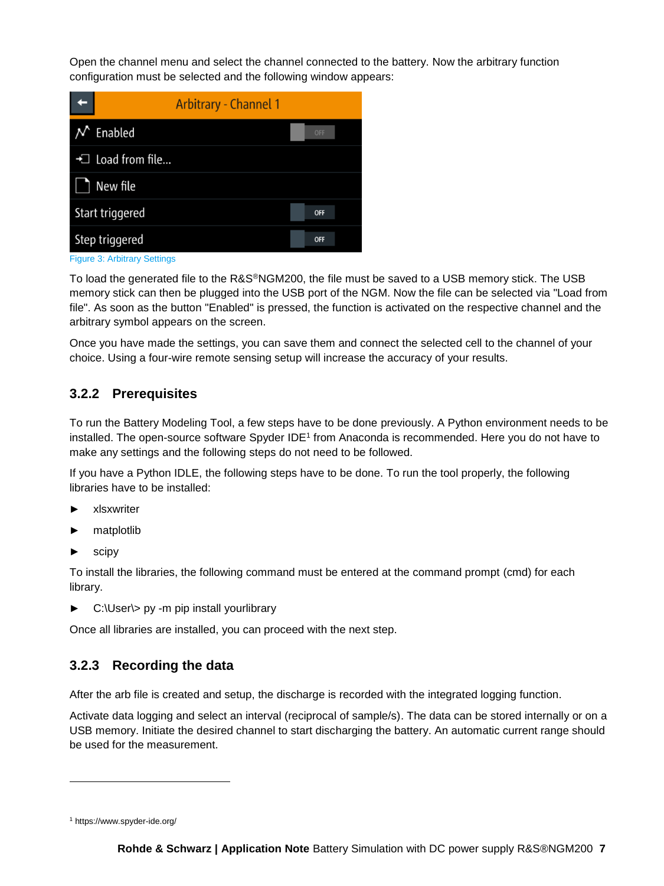Open the channel menu and select the channel connected to the battery. Now the arbitrary function configuration must be selected and the following window appears:

Figure 3: Arbitrary Settings

To load the generated file to the R&S®NGM200, the file must be saved to a USB memory stick. The USB memory stick can then be plugged into the USB port of the NGM. Now the file can be selected via "Load from file". As soon as the button "Enabled" is pressed, the function is activated on the respective channel and the arbitrary symbol appears on the screen.

Once you have made the settings, you can save them and connect the selected cell to the channel of your choice. Using a four-wire remote sensing setup will increase the accuracy of your results.

### 3.2.2 Prerequisites

To run the Battery Modeling Tool, a few steps have to be done previously. A Python environment needs to be installed. The open-source software Spyder IDE[1] from Anaconda is recommended. Here you do not have to make any settings and the following steps do not need to be followed.

If you have a Python IDLE, the following steps have to be done. To run the tool properly, the following libraries have to be installed:

- xlsxwriter
- matplotlib
- scipy

To install the libraries, the following command must be entered at the command prompt (cmd) for each library.

- C:\User\> py -m pip install yourlibrary

Once all libraries are installed, you can proceed with the next step.

### 3.2.3 Recording the data

After the arb file is created and setup, the discharge is recorded with the integrated logging function.

Activate data logging and select an interval (reciprocal of sample/s). The data can be stored internally or on a USB memory. Initiate the desired channel to start discharging the battery. An automatic current range should be used for the measurement.

[1] https://www.spyder-ide.org/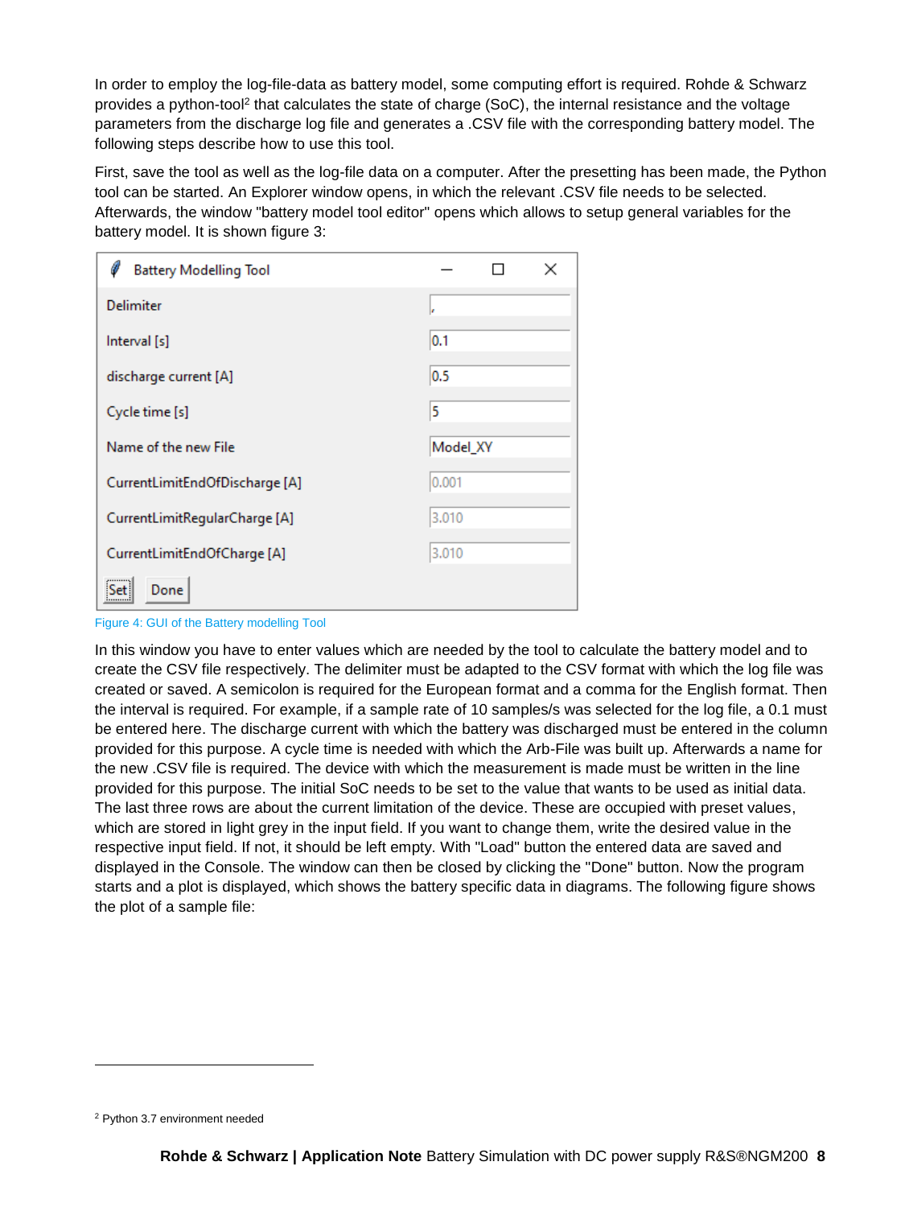In order to employ the log-file-data as battery model, some computing effort is required. Rohde & Schwarz provides a python-tool[2] that calculates the state of charge (SoC), the internal resistance and the voltage parameters from the discharge log file and generates a .CSV file with the corresponding battery model. The following steps describe how to use this tool.

First, save the tool as well as the log-file data on a computer. After the presetting has been made, the Python tool can be started. An Explorer window opens, in which the relevant .CSV file needs to be selected. Afterwards, the window "battery model tool editor" opens which allows to setup general variables for the battery model. It is shown figure 3:

| Battery Modelling Tool | |
|---|---|
| Delimiter | , |
| Interval [s] | 0.1 |
| discharge current [A] | 0.5 |
| Cycle time [s] | 5 |
| Name of the new File | Model_XY |
| CurrentLimitEndOfDischarge [A] | 0.001 |
| CurrentLimitRegularCharge [A] | 3.010 |
| CurrentLimitEndOfCharge [A] | 3.010 |
| Set | Done |

Figure 4: GUI of the Battery modelling Tool

In this window you have to enter values which are needed by the tool to calculate the battery model and to create the CSV file respectively. The delimiter must be adapted to the CSV format with which the log file was created or saved. A semicolon is required for the European format and a comma for the English format. Then the interval is required. For example, if a sample rate of 10 samples/s was selected for the log file, a 0.1 must be entered here. The discharge current with which the battery was discharged must be entered in the column provided for this purpose. A cycle time is needed with which the Arb-File was built up. Afterwards a name for the new .CSV file is required. The device with which the measurement is made must be written in the line provided for this purpose. The initial SoC needs to be set to the value that wants to be used as initial data. The last three rows are about the current limitation of the device. These are occupied with preset values, which are stored in light grey in the input field. If you want to change them, write the desired value in the respective input field. If not, it should be left empty. With "Load" button the entered data are saved and displayed in the Console. The window can then be closed by clicking the "Done" button. Now the program starts and a plot is displayed, which shows the battery specific data in diagrams. The following figure shows the plot of a sample file:

[2] Python 3.7 environment needed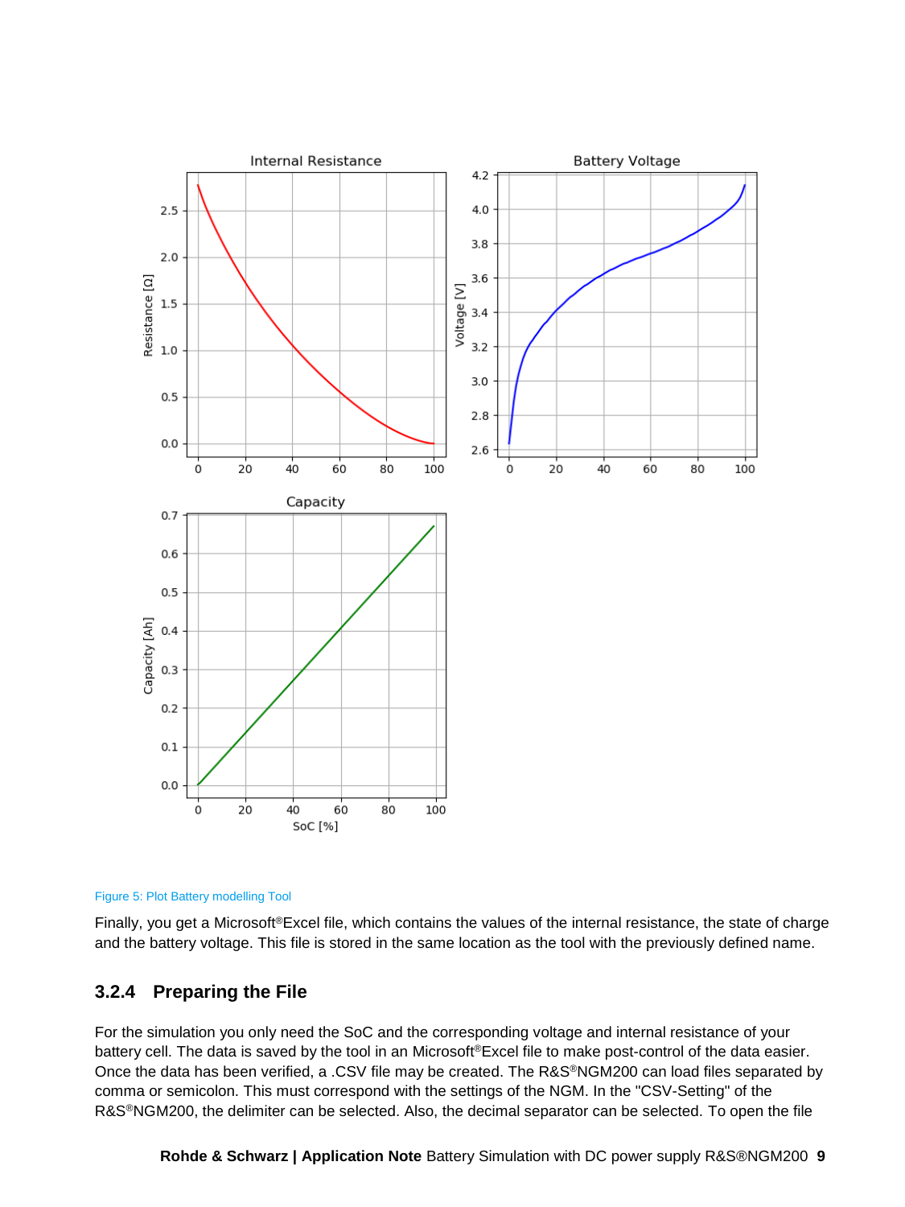Figure 5: Plot Battery modelling Tool

Finally, you get a Microsoft®Excel file, which contains the values of the internal resistance, the state of charge and the battery voltage. This file is stored in the same location as the tool with the previously defined name.

### 3.2.4 Preparing the File

For the simulation you only need the SoC and the corresponding voltage and internal resistance of your battery cell. The data is saved by the tool in an Microsoft®Excel file to make post-control of the data easier. Once the data has been verified, a .CSV file may be created. The R&S®NGM200 can load files separated by comma or semicolon. This must correspond with the settings of the NGM. In the "CSV-Setting" of the R&S®NGM200, the delimiter can be selected. Also, the decimal separator can be selected. To open the file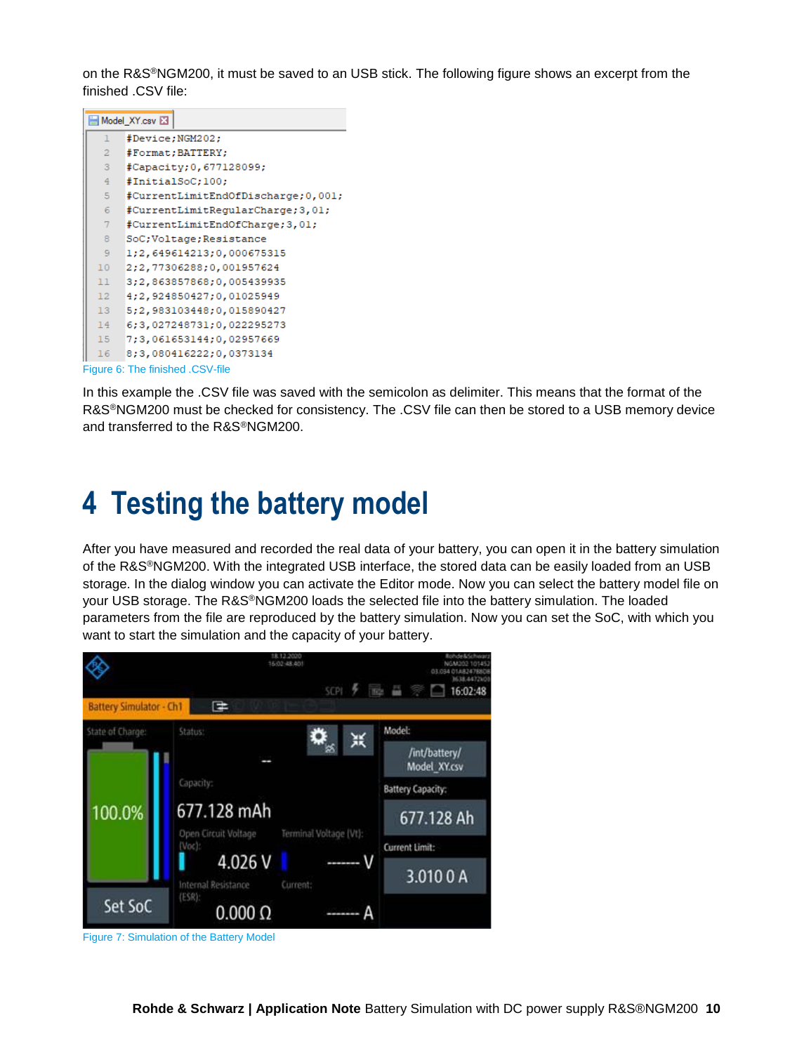on the R&S®NGM200, it must be saved to an USB stick. The following figure shows an excerpt from the finished .CSV file:

```
#Device;NGM202;
#Format;BATTERY;
#Capacity;0,677128099;
#InitialSoC;100;
#CurrentLimitEndOfDischarge;0,001;
#CurrentLimitRegularCharge;3,01;
#CurrentLimitEndOfCharge;3,01;
SoC;Voltage;Resistance
1;2,649614213;0,000675315
2;2,77306288;0,001957624
3;2,863857868;0,005439935
4;2,924850427;0,01025949
5;2,983103448;0,015890427
6;3,027248731;0,022295273
7;3,061653144;0,02957669
8;3,080416222;0,0373134
```

Figure 6: The finished .CSV-file

In this example the .CSV file was saved with the semicolon as delimiter. This means that the format of the R&S®NGM200 must be checked for consistency. The .CSV file can then be stored to a USB memory device and transferred to the R&S®NGM200.

# 4 Testing the battery model

After you have measured and recorded the real data of your battery, you can open it in the battery simulation of the R&S®NGM200. With the integrated USB interface, the stored data can be easily loaded from an USB storage. In the dialog window you can activate the Editor mode. Now you can select the battery model file on your USB storage. The R&S®NGM200 loads the selected file into the battery simulation. The loaded parameters from the file are reproduced by the battery simulation. Now you can set the SoC, with which you want to start the simulation and the capacity of your battery.

Figure 7: Simulation of the Battery Model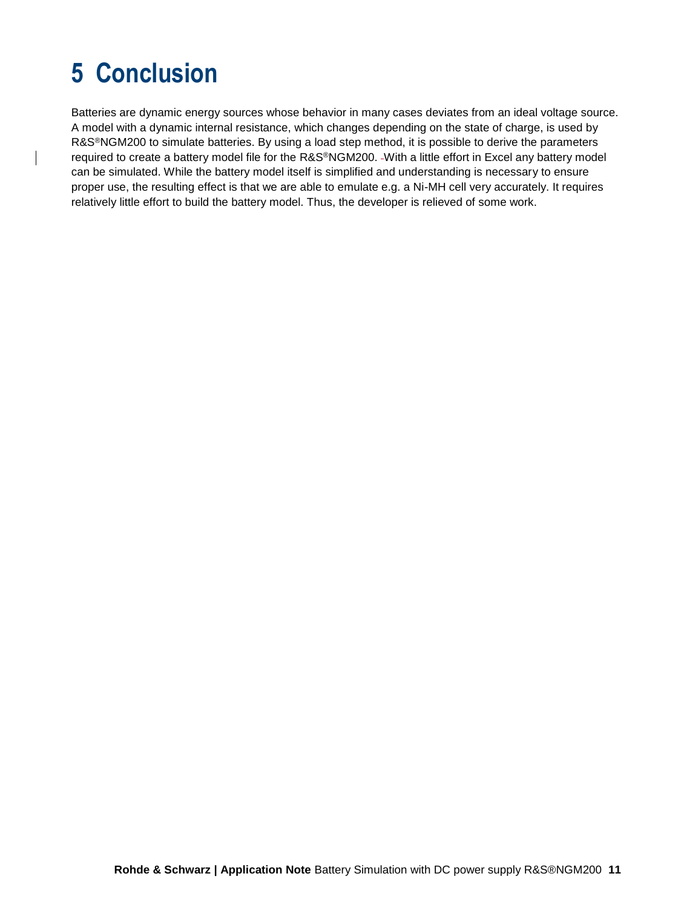# 5 Conclusion

Batteries are dynamic energy sources whose behavior in many cases deviates from an ideal voltage source. A model with a dynamic internal resistance, which changes depending on the state of charge, is used by R&S®NGM200 to simulate batteries. By using a load step method, it is possible to derive the parameters required to create a battery model file for the R&S®NGM200. With a little effort in Excel any battery model can be simulated. While the battery model itself is simplified and understanding is necessary to ensure proper use, the resulting effect is that we are able to emulate e.g. a Ni-MH cell very accurately. It requires relatively little effort to build the battery model. Thus, the developer is relieved of some work.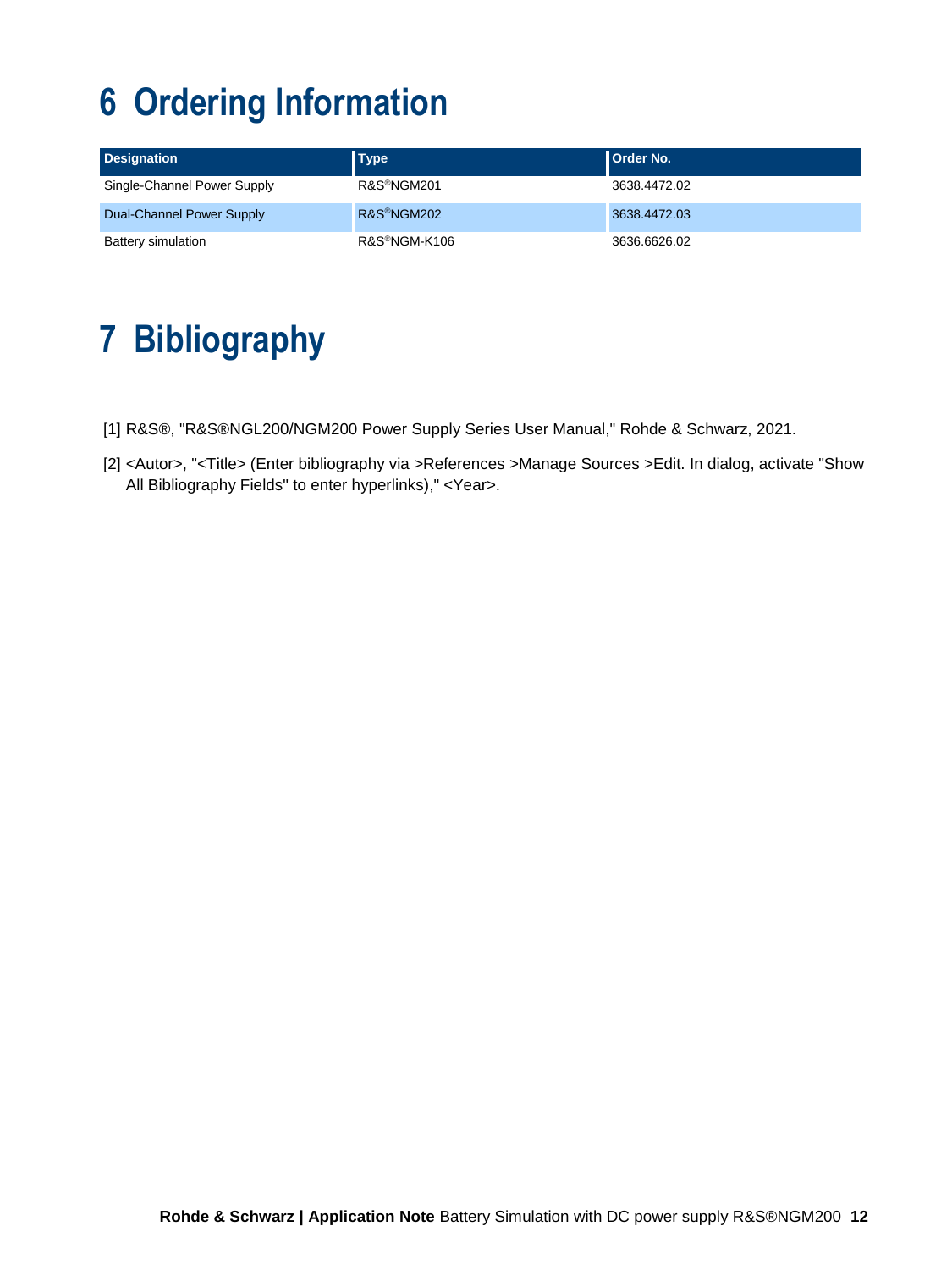# 6 Ordering Information

| Designation | Type | Order No. |
| --- | --- | --- |
| Single-Channel Power Supply | R&S®NGM201 | 3638.4472.02 |
| Dual-Channel Power Supply | R&S®NGM202 | 3638.4472.03 |
| Battery simulation | R&S®NGM-K106 | 3636.6626.02 |

# 7 Bibliography

[1] R&S®, "R&S®NGL200/NGM200 Power Supply Series User Manual," Rohde & Schwarz, 2021.

[2] <Autor>, "<Title> (Enter bibliography via >References >Manage Sources >Edit. In dialog, activate "Show All Bibliography Fields" to enter hyperlinks)," <Year>.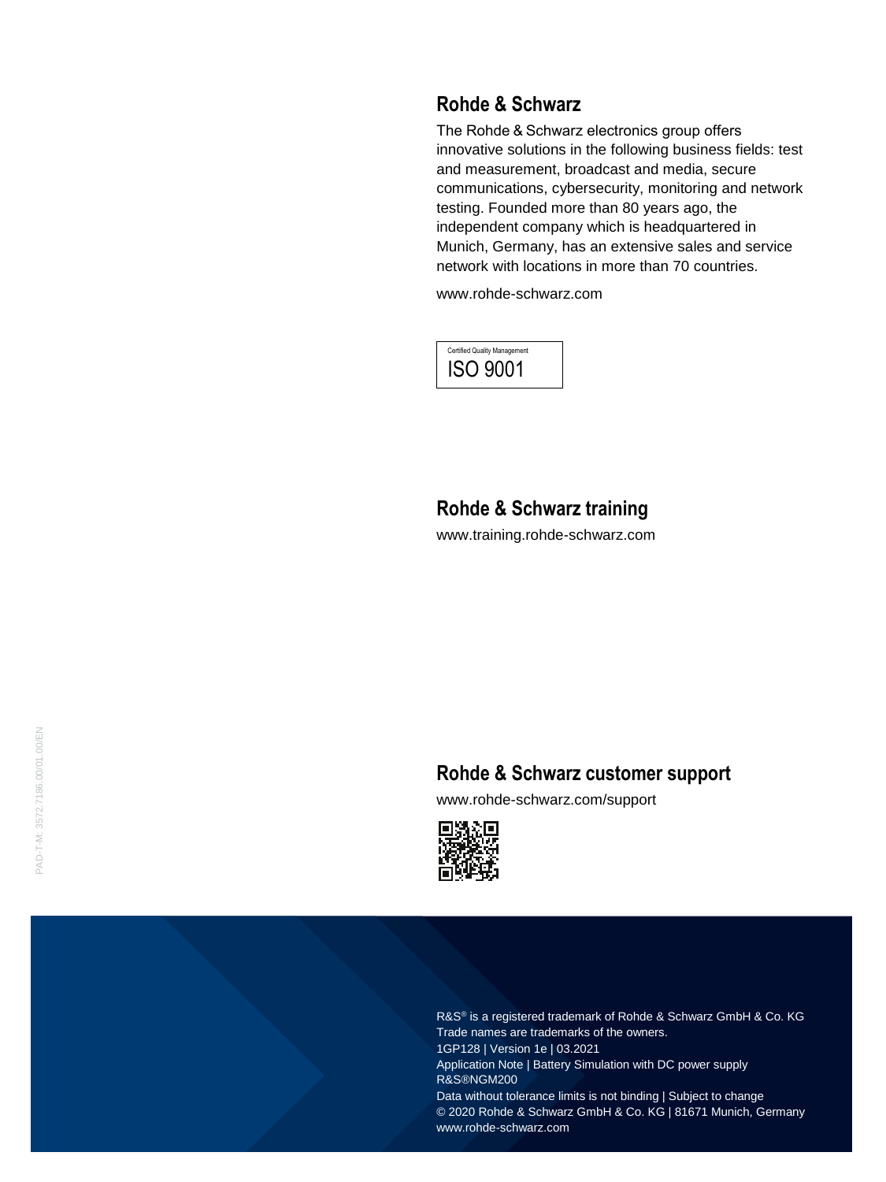## Rohde & Schwarz

The Rohde & Schwarz electronics group offers innovative solutions in the following business fields: test and measurement, broadcast and media, secure communications, cybersecurity, monitoring and network testing. Founded more than 80 years ago, the independent company which is headquartered in Munich, Germany, has an extensive sales and service network with locations in more than 70 countries.

www.rohde-schwarz.com

Certified Quality Management
ISO 9001

## Rohde & Schwarz training

www.training.rohde-schwarz.com

## Rohde & Schwarz customer support

www.rohde-schwarz.com/support

PAD-T-M: 3572.7186.00/01.00/EN

R&S® is a registered trademark of Rohde & Schwarz GmbH & Co. KG
Trade names are trademarks of the owners.
1GP128 | Version 1e | 03.2021
Application Note | Battery Simulation with DC power supply R&S®NGM200
Data without tolerance limits is not binding | Subject to change
© 2020 Rohde & Schwarz GmbH & Co. KG | 81671 Munich, Germany
www.rohde-schwarz.com